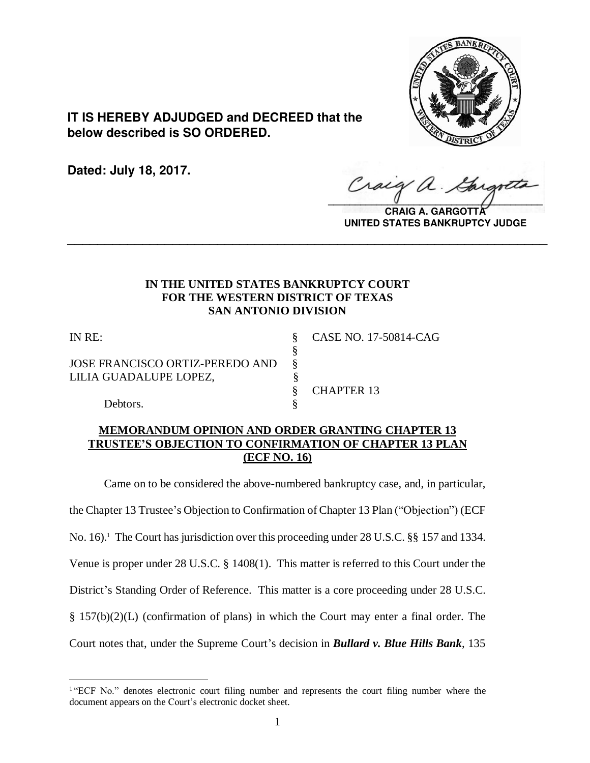**IT IS HEREBY ADJUDGED and DECREED that the below described is SO ORDERED.**

**Dated: July 18, 2017.**

**CRAIG A. GARGOTTA**
**UNITED STATES BANKRUPTCY JUDGE**

---

**IN THE UNITED STATES BANKRUPTCY COURT**
**FOR THE WESTERN DISTRICT OF TEXAS**
**SAN ANTONIO DIVISION**

| | | |
|---|---|---|
| IN RE: | § | CASE NO. 17-50814-CAG |
| | § | |
| JOSE FRANCISCO ORTIZ-PEREDO AND | § | |
| LILIA GUADALUPE LOPEZ, | § | |
| | § | CHAPTER 13 |
| Debtors. | § | |

**MEMORANDUM OPINION AND ORDER GRANTING CHAPTER 13 TRUSTEE'S OBJECTION TO CONFIRMATION OF CHAPTER 13 PLAN (ECF NO. 16)**

Came on to be considered the above-numbered bankruptcy case, and, in particular, the Chapter 13 Trustee's Objection to Confirmation of Chapter 13 Plan ("Objection") (ECF No. 16).[1] The Court has jurisdiction over this proceeding under 28 U.S.C. §§ 157 and 1334. Venue is proper under 28 U.S.C. § 1408(1). This matter is referred to this Court under the District's Standing Order of Reference. This matter is a core proceeding under 28 U.S.C. § 157(b)(2)(L) (confirmation of plans) in which the Court may enter a final order. The Court notes that, under the Supreme Court's decision in ***Bullard v. Blue Hills Bank***, 135

[1] "ECF No." denotes electronic court filing number and represents the court filing number where the document appears on the Court's electronic docket sheet.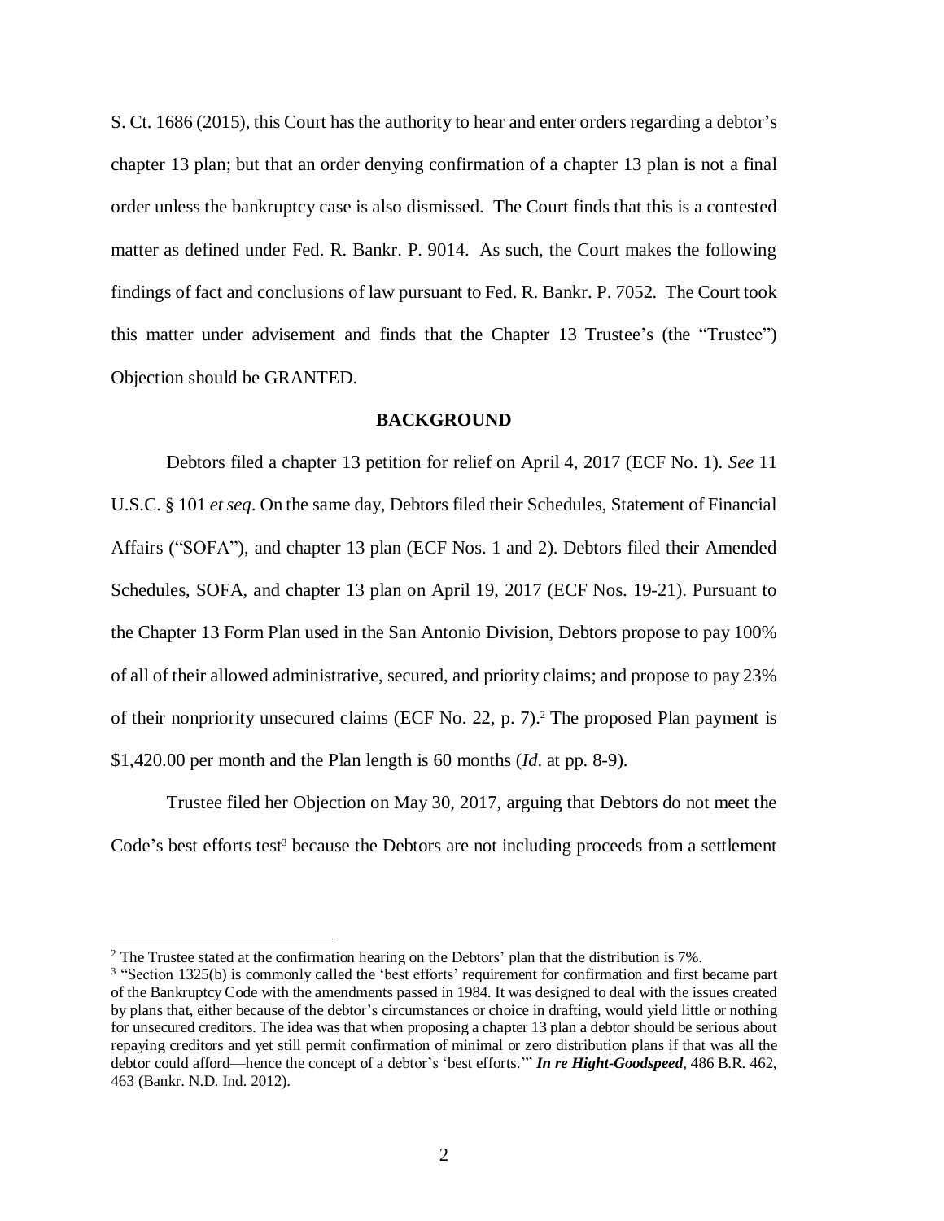S. Ct. 1686 (2015), this Court has the authority to hear and enter orders regarding a debtor's chapter 13 plan; but that an order denying confirmation of a chapter 13 plan is not a final order unless the bankruptcy case is also dismissed. The Court finds that this is a contested matter as defined under Fed. R. Bankr. P. 9014. As such, the Court makes the following findings of fact and conclusions of law pursuant to Fed. R. Bankr. P. 7052. The Court took this matter under advisement and finds that the Chapter 13 Trustee's (the "Trustee") Objection should be GRANTED.

**BACKGROUND**

Debtors filed a chapter 13 petition for relief on April 4, 2017 (ECF No. 1). *See* 11 U.S.C. § 101 *et seq*. On the same day, Debtors filed their Schedules, Statement of Financial Affairs ("SOFA"), and chapter 13 plan (ECF Nos. 1 and 2). Debtors filed their Amended Schedules, SOFA, and chapter 13 plan on April 19, 2017 (ECF Nos. 19-21). Pursuant to the Chapter 13 Form Plan used in the San Antonio Division, Debtors propose to pay 100% of all of their allowed administrative, secured, and priority claims; and propose to pay 23% of their nonpriority unsecured claims (ECF No. 22, p. 7).[2] The proposed Plan payment is $1,420.00 per month and the Plan length is 60 months (*Id*. at pp. 8-9).

Trustee filed her Objection on May 30, 2017, arguing that Debtors do not meet the Code's best efforts test[3] because the Debtors are not including proceeds from a settlement

[2] The Trustee stated at the confirmation hearing on the Debtors' plan that the distribution is 7%.

[3] "Section 1325(b) is commonly called the 'best efforts' requirement for confirmation and first became part of the Bankruptcy Code with the amendments passed in 1984. It was designed to deal with the issues created by plans that, either because of the debtor's circumstances or choice in drafting, would yield little or nothing for unsecured creditors. The idea was that when proposing a chapter 13 plan a debtor should be serious about repaying creditors and yet still permit confirmation of minimal or zero distribution plans if that was all the debtor could afford—hence the concept of a debtor's 'best efforts.'" ***In re Hight-Goodspeed***, 486 B.R. 462, 463 (Bankr. N.D. Ind. 2012).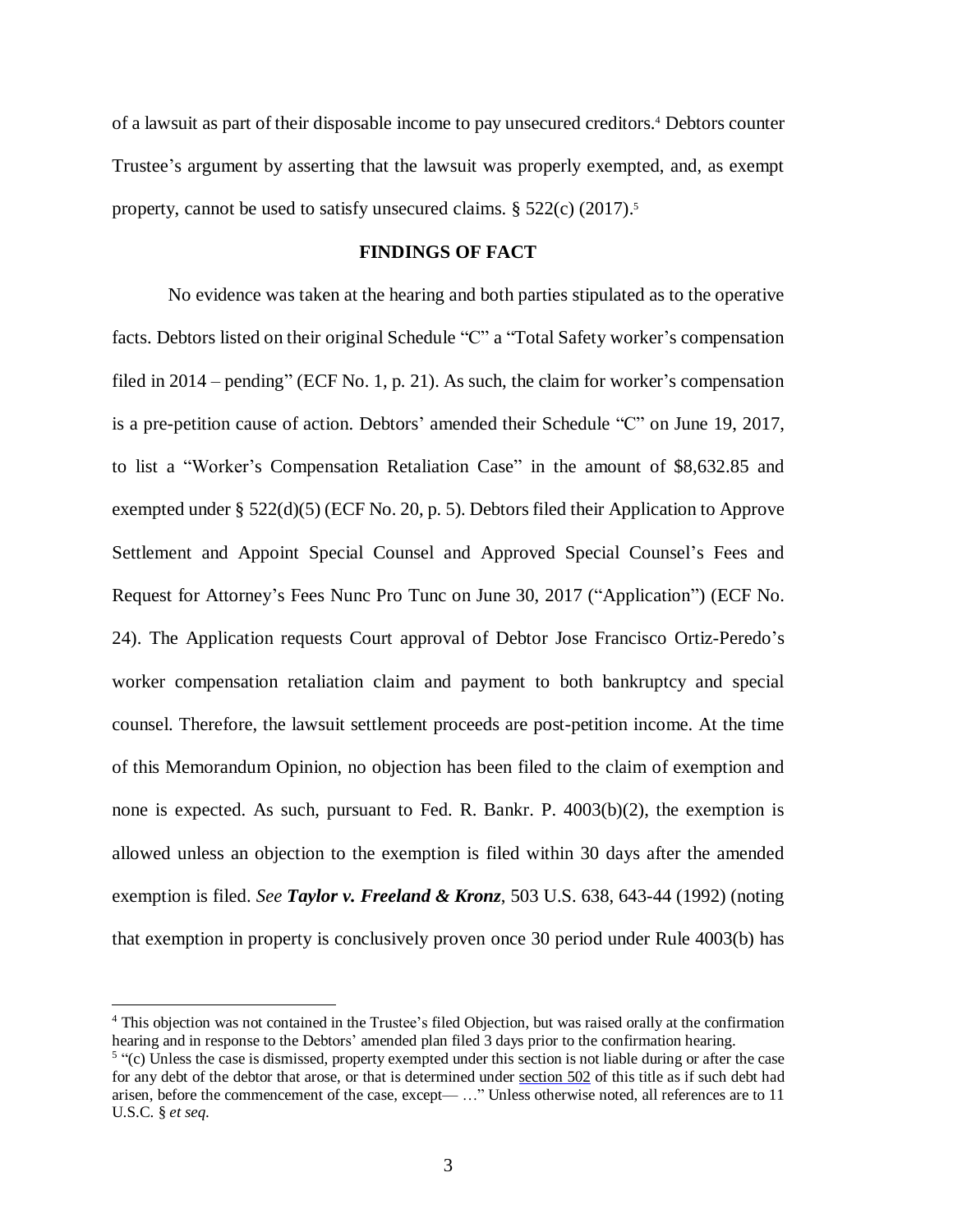of a lawsuit as part of their disposable income to pay unsecured creditors.[4] Debtors counter Trustee's argument by asserting that the lawsuit was properly exempted, and, as exempt property, cannot be used to satisfy unsecured claims. § 522(c) (2017).[5]

## FINDINGS OF FACT

No evidence was taken at the hearing and both parties stipulated as to the operative facts. Debtors listed on their original Schedule "C" a "Total Safety worker's compensation filed in 2014 – pending" (ECF No. 1, p. 21). As such, the claim for worker's compensation is a pre-petition cause of action. Debtors' amended their Schedule "C" on June 19, 2017, to list a "Worker's Compensation Retaliation Case" in the amount of $8,632.85 and exempted under § 522(d)(5) (ECF No. 20, p. 5). Debtors filed their Application to Approve Settlement and Appoint Special Counsel and Approved Special Counsel's Fees and Request for Attorney's Fees Nunc Pro Tunc on June 30, 2017 ("Application") (ECF No. 24). The Application requests Court approval of Debtor Jose Francisco Ortiz-Peredo's worker compensation retaliation claim and payment to both bankruptcy and special counsel. Therefore, the lawsuit settlement proceeds are post-petition income. At the time of this Memorandum Opinion, no objection has been filed to the claim of exemption and none is expected. As such, pursuant to Fed. R. Bankr. P. 4003(b)(2), the exemption is allowed unless an objection to the exemption is filed within 30 days after the amended exemption is filed. *See* ***Taylor v. Freeland & Kronz***, 503 U.S. 638, 643-44 (1992) (noting that exemption in property is conclusively proven once 30 period under Rule 4003(b) has

---

[4] This objection was not contained in the Trustee's filed Objection, but was raised orally at the confirmation hearing and in response to the Debtors' amended plan filed 3 days prior to the confirmation hearing.

[5] "(c) Unless the case is dismissed, property exempted under this section is not liable during or after the case for any debt of the debtor that arose, or that is determined under section 502 of this title as if such debt had arisen, before the commencement of the case, except— …" Unless otherwise noted, all references are to 11 U.S.C. § *et seq.*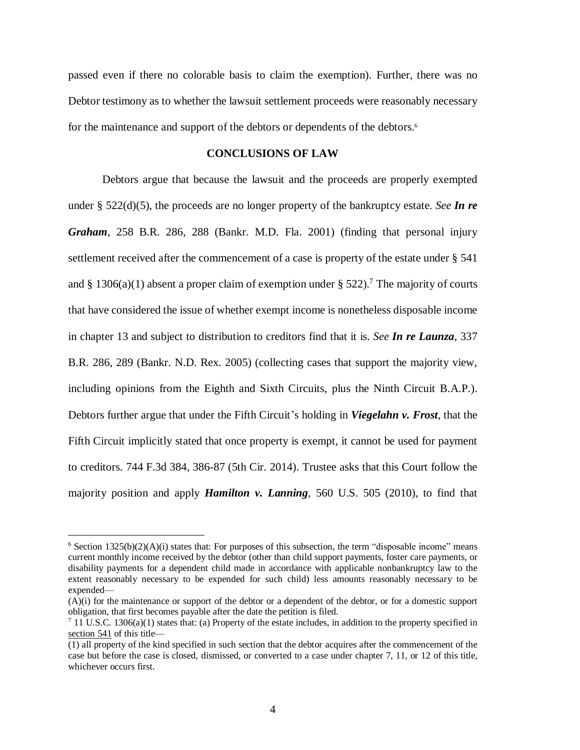passed even if there no colorable basis to claim the exemption). Further, there was no Debtor testimony as to whether the lawsuit settlement proceeds were reasonably necessary for the maintenance and support of the debtors or dependents of the debtors.[6]

## CONCLUSIONS OF LAW

Debtors argue that because the lawsuit and the proceeds are properly exempted under § 522(d)(5), the proceeds are no longer property of the bankruptcy estate. *See* ***In re Graham***, 258 B.R. 286, 288 (Bankr. M.D. Fla. 2001) (finding that personal injury settlement received after the commencement of a case is property of the estate under § 541 and § 1306(a)(1) absent a proper claim of exemption under § 522).[7] The majority of courts that have considered the issue of whether exempt income is nonetheless disposable income in chapter 13 and subject to distribution to creditors find that it is. *See* ***In re Launza***, 337 B.R. 286, 289 (Bankr. N.D. Rex. 2005) (collecting cases that support the majority view, including opinions from the Eighth and Sixth Circuits, plus the Ninth Circuit B.A.P.). Debtors further argue that under the Fifth Circuit's holding in ***Viegelahn v. Frost***, that the Fifth Circuit implicitly stated that once property is exempt, it cannot be used for payment to creditors. 744 F.3d 384, 386-87 (5th Cir. 2014). Trustee asks that this Court follow the majority position and apply ***Hamilton v. Lanning***, 560 U.S. 505 (2010), to find that

---

[6] Section 1325(b)(2)(A)(i) states that: For purposes of this subsection, the term "disposable income" means current monthly income received by the debtor (other than child support payments, foster care payments, or disability payments for a dependent child made in accordance with applicable nonbankruptcy law to the extent reasonably necessary to be expended for such child) less amounts reasonably necessary to be expended—

(A)(i) for the maintenance or support of the debtor or a dependent of the debtor, or for a domestic support obligation, that first becomes payable after the date the petition is filed.

[7] 11 U.S.C. 1306(a)(1) states that: (a) Property of the estate includes, in addition to the property specified in section 541 of this title—

(1) all property of the kind specified in such section that the debtor acquires after the commencement of the case but before the case is closed, dismissed, or converted to a case under chapter 7, 11, or 12 of this title, whichever occurs first.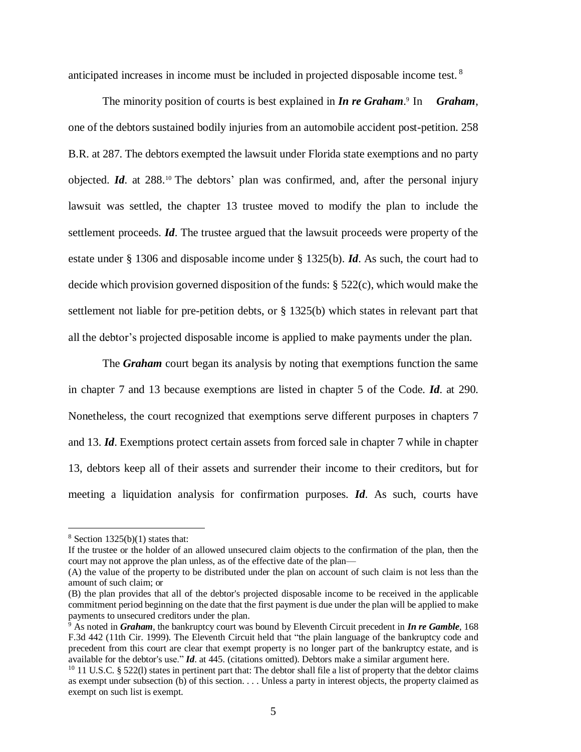anticipated increases in income must be included in projected disposable income test.[8]

The minority position of courts is best explained in ***In re Graham***.[9] In ***Graham***, one of the debtors sustained bodily injuries from an automobile accident post-petition. 258 B.R. at 287. The debtors exempted the lawsuit under Florida state exemptions and no party objected. ***Id***. at 288.[10] The debtors' plan was confirmed, and, after the personal injury lawsuit was settled, the chapter 13 trustee moved to modify the plan to include the settlement proceeds. ***Id***. The trustee argued that the lawsuit proceeds were property of the estate under § 1306 and disposable income under § 1325(b). ***Id***. As such, the court had to decide which provision governed disposition of the funds: § 522(c), which would make the settlement not liable for pre-petition debts, or § 1325(b) which states in relevant part that all the debtor's projected disposable income is applied to make payments under the plan.

The ***Graham*** court began its analysis by noting that exemptions function the same in chapter 7 and 13 because exemptions are listed in chapter 5 of the Code. ***Id***. at 290. Nonetheless, the court recognized that exemptions serve different purposes in chapters 7 and 13. ***Id***. Exemptions protect certain assets from forced sale in chapter 7 while in chapter 13, debtors keep all of their assets and surrender their income to their creditors, but for meeting a liquidation analysis for confirmation purposes. ***Id***. As such, courts have

---

[8] Section 1325(b)(1) states that:
If the trustee or the holder of an allowed unsecured claim objects to the confirmation of the plan, then the court may not approve the plan unless, as of the effective date of the plan—
(A) the value of the property to be distributed under the plan on account of such claim is not less than the amount of such claim; or
(B) the plan provides that all of the debtor's projected disposable income to be received in the applicable commitment period beginning on the date that the first payment is due under the plan will be applied to make payments to unsecured creditors under the plan.

[9] As noted in ***Graham***, the bankruptcy court was bound by Eleventh Circuit precedent in ***In re Gamble***, 168 F.3d 442 (11th Cir. 1999). The Eleventh Circuit held that "the plain language of the bankruptcy code and precedent from this court are clear that exempt property is no longer part of the bankruptcy estate, and is available for the debtor's use." ***Id***. at 445. (citations omitted). Debtors make a similar argument here.

[10] 11 U.S.C. § 522(l) states in pertinent part that: The debtor shall file a list of property that the debtor claims as exempt under subsection (b) of this section. . . . Unless a party in interest objects, the property claimed as exempt on such list is exempt.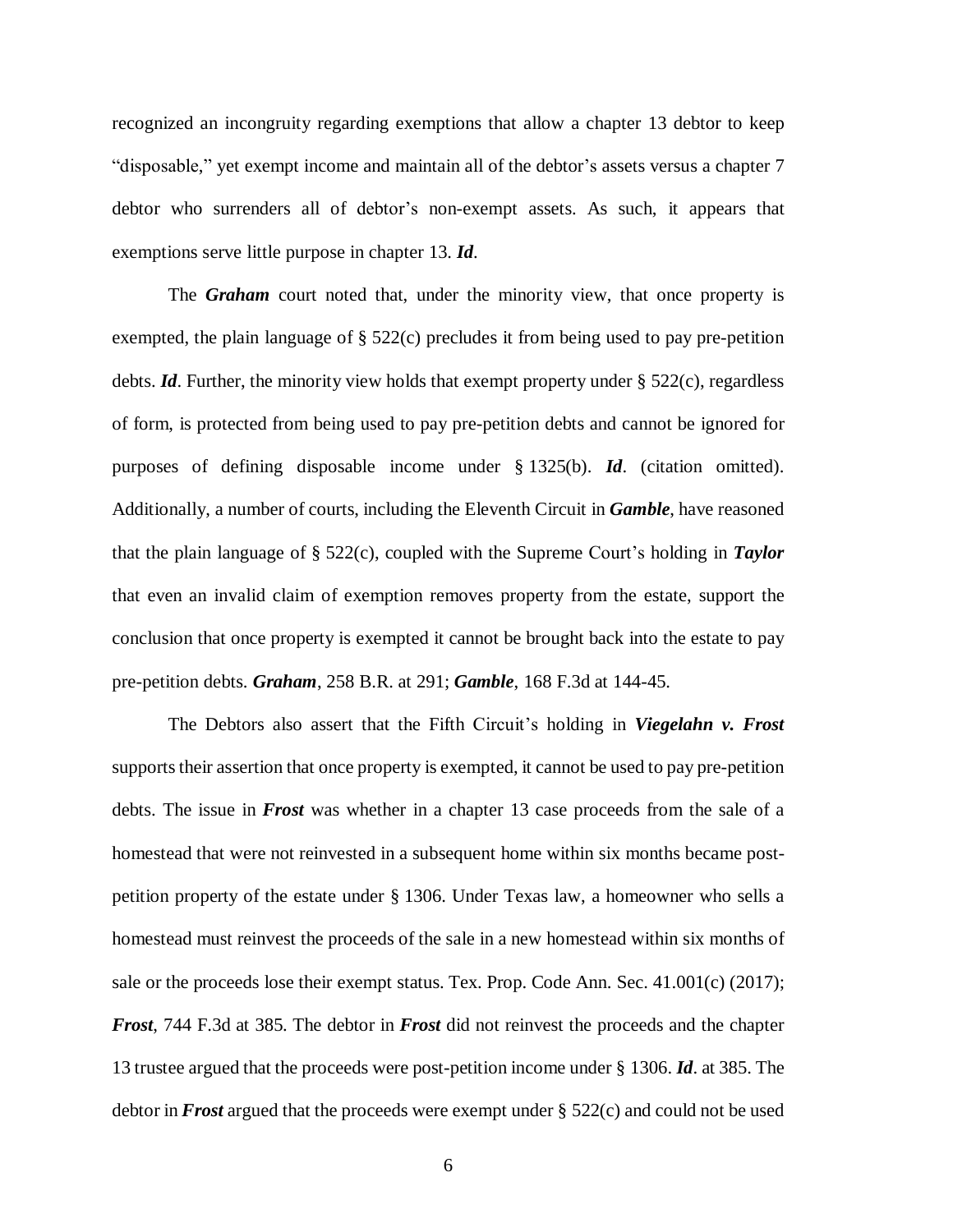recognized an incongruity regarding exemptions that allow a chapter 13 debtor to keep "disposable," yet exempt income and maintain all of the debtor's assets versus a chapter 7 debtor who surrenders all of debtor's non-exempt assets. As such, it appears that exemptions serve little purpose in chapter 13. ***Id***.

The ***Graham*** court noted that, under the minority view, that once property is exempted, the plain language of § 522(c) precludes it from being used to pay pre-petition debts. ***Id***. Further, the minority view holds that exempt property under § 522(c), regardless of form, is protected from being used to pay pre-petition debts and cannot be ignored for purposes of defining disposable income under § 1325(b). ***Id***. (citation omitted). Additionally, a number of courts, including the Eleventh Circuit in ***Gamble***, have reasoned that the plain language of § 522(c), coupled with the Supreme Court's holding in ***Taylor*** that even an invalid claim of exemption removes property from the estate, support the conclusion that once property is exempted it cannot be brought back into the estate to pay pre-petition debts. ***Graham***, 258 B.R. at 291; ***Gamble***, 168 F.3d at 144-45.

The Debtors also assert that the Fifth Circuit's holding in ***Viegelahn v. Frost*** supports their assertion that once property is exempted, it cannot be used to pay pre-petition debts. The issue in ***Frost*** was whether in a chapter 13 case proceeds from the sale of a homestead that were not reinvested in a subsequent home within six months became post-petition property of the estate under § 1306. Under Texas law, a homeowner who sells a homestead must reinvest the proceeds of the sale in a new homestead within six months of sale or the proceeds lose their exempt status. Tex. Prop. Code Ann. Sec. 41.001(c) (2017); ***Frost***, 744 F.3d at 385. The debtor in ***Frost*** did not reinvest the proceeds and the chapter 13 trustee argued that the proceeds were post-petition income under § 1306. ***Id***. at 385. The debtor in ***Frost*** argued that the proceeds were exempt under § 522(c) and could not be used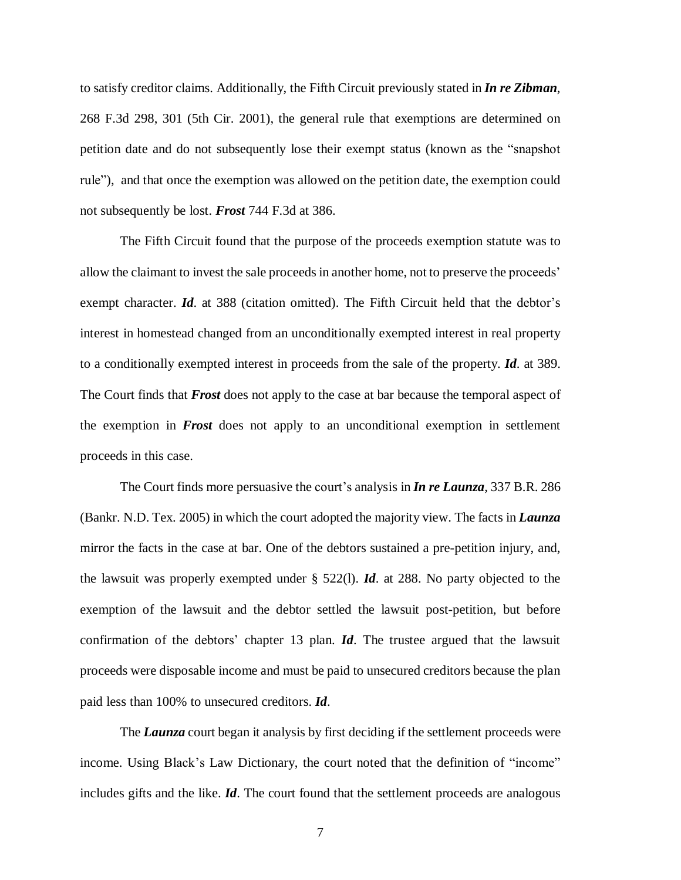to satisfy creditor claims. Additionally, the Fifth Circuit previously stated in ***In re Zibman***, 268 F.3d 298, 301 (5th Cir. 2001), the general rule that exemptions are determined on petition date and do not subsequently lose their exempt status (known as the "snapshot rule"), and that once the exemption was allowed on the petition date, the exemption could not subsequently be lost. ***Frost*** 744 F.3d at 386.

The Fifth Circuit found that the purpose of the proceeds exemption statute was to allow the claimant to invest the sale proceeds in another home, not to preserve the proceeds' exempt character. ***Id***. at 388 (citation omitted). The Fifth Circuit held that the debtor's interest in homestead changed from an unconditionally exempted interest in real property to a conditionally exempted interest in proceeds from the sale of the property. ***Id***. at 389. The Court finds that ***Frost*** does not apply to the case at bar because the temporal aspect of the exemption in ***Frost*** does not apply to an unconditional exemption in settlement proceeds in this case.

The Court finds more persuasive the court's analysis in ***In re Launza***, 337 B.R. 286 (Bankr. N.D. Tex. 2005) in which the court adopted the majority view. The facts in ***Launza*** mirror the facts in the case at bar. One of the debtors sustained a pre-petition injury, and, the lawsuit was properly exempted under § 522(l). ***Id***. at 288. No party objected to the exemption of the lawsuit and the debtor settled the lawsuit post-petition, but before confirmation of the debtors' chapter 13 plan. ***Id***. The trustee argued that the lawsuit proceeds were disposable income and must be paid to unsecured creditors because the plan paid less than 100% to unsecured creditors. ***Id***.

The ***Launza*** court began it analysis by first deciding if the settlement proceeds were income. Using Black's Law Dictionary, the court noted that the definition of "income" includes gifts and the like. ***Id***. The court found that the settlement proceeds are analogous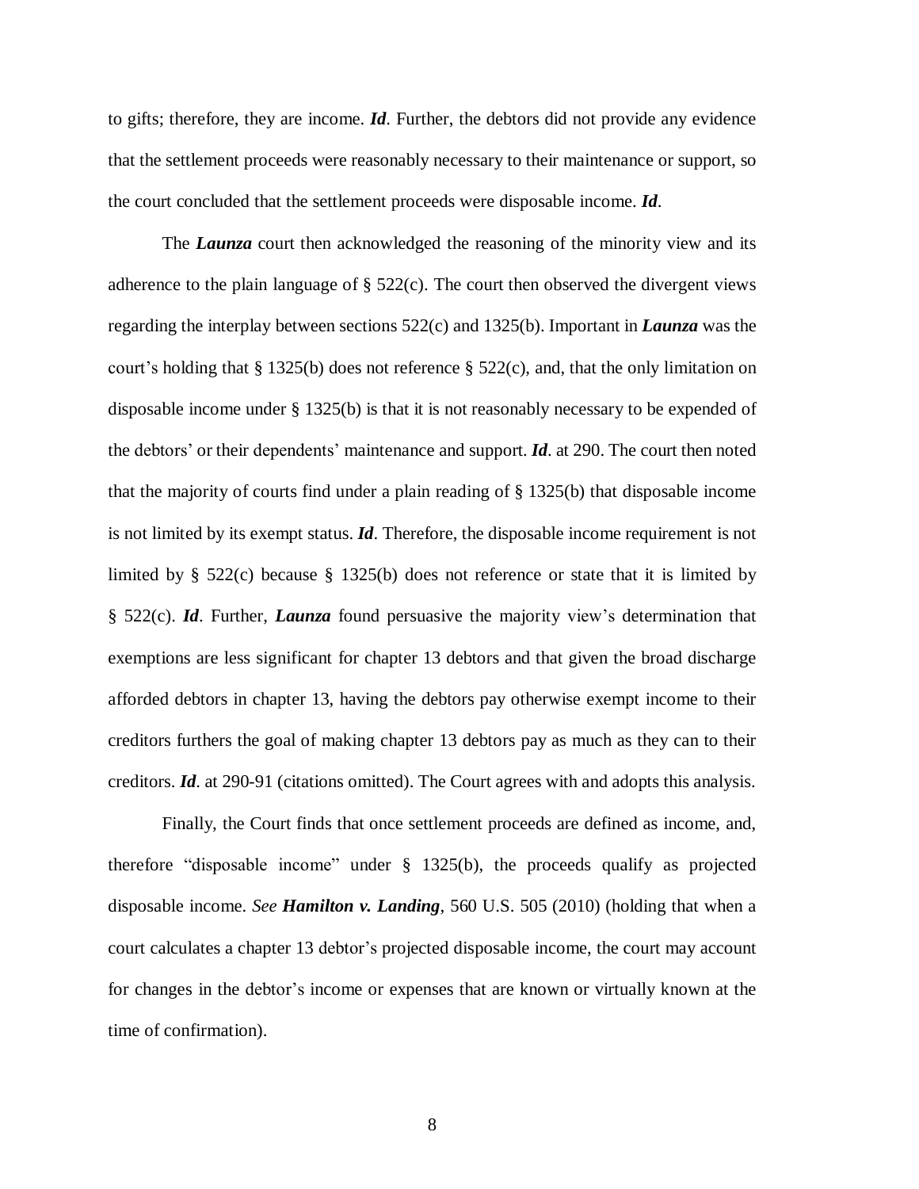to gifts; therefore, they are income. ***Id***. Further, the debtors did not provide any evidence that the settlement proceeds were reasonably necessary to their maintenance or support, so the court concluded that the settlement proceeds were disposable income. ***Id***.

The ***Launza*** court then acknowledged the reasoning of the minority view and its adherence to the plain language of § 522(c). The court then observed the divergent views regarding the interplay between sections 522(c) and 1325(b). Important in ***Launza*** was the court's holding that § 1325(b) does not reference § 522(c), and, that the only limitation on disposable income under § 1325(b) is that it is not reasonably necessary to be expended of the debtors' or their dependents' maintenance and support. ***Id***. at 290. The court then noted that the majority of courts find under a plain reading of § 1325(b) that disposable income is not limited by its exempt status. ***Id***. Therefore, the disposable income requirement is not limited by § 522(c) because § 1325(b) does not reference or state that it is limited by § 522(c). ***Id***. Further, ***Launza*** found persuasive the majority view's determination that exemptions are less significant for chapter 13 debtors and that given the broad discharge afforded debtors in chapter 13, having the debtors pay otherwise exempt income to their creditors furthers the goal of making chapter 13 debtors pay as much as they can to their creditors. ***Id***. at 290-91 (citations omitted). The Court agrees with and adopts this analysis.

Finally, the Court finds that once settlement proceeds are defined as income, and, therefore "disposable income" under § 1325(b), the proceeds qualify as projected disposable income. *See* ***Hamilton v. Landing***, 560 U.S. 505 (2010) (holding that when a court calculates a chapter 13 debtor's projected disposable income, the court may account for changes in the debtor's income or expenses that are known or virtually known at the time of confirmation).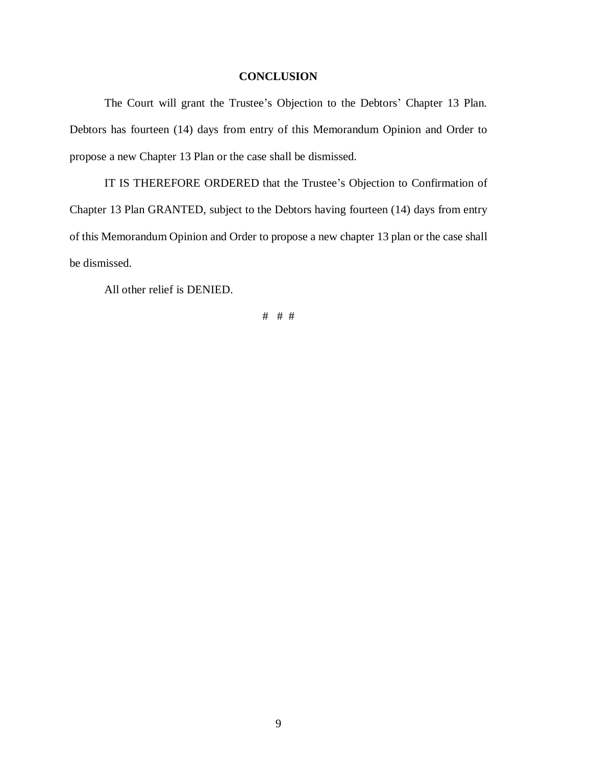## CONCLUSION

The Court will grant the Trustee's Objection to the Debtors' Chapter 13 Plan. Debtors has fourteen (14) days from entry of this Memorandum Opinion and Order to propose a new Chapter 13 Plan or the case shall be dismissed.

IT IS THEREFORE ORDERED that the Trustee's Objection to Confirmation of Chapter 13 Plan GRANTED, subject to the Debtors having fourteen (14) days from entry of this Memorandum Opinion and Order to propose a new chapter 13 plan or the case shall be dismissed.

All other relief is DENIED.

# # #